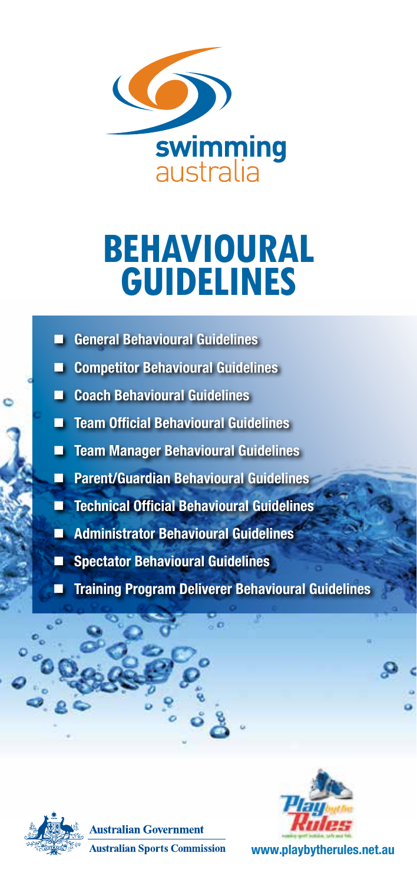swimming australia

# BEHAVIOURAL GUIDELINES

- General Behavioural Guidelines
- Competitor Behavioural Guidelines
- Coach Behavioural Guidelines
- Team Official Behavioural Guidelines
- Team Manager Behavioural Guidelines
- Parent/Guardian Behavioural Guidelines
- Technical Official Behavioural Guidelines
- Administrator Behavioural Guidelines
- Spectator Behavioural Guidelines
- Training Program Deliverer Behavioural Guidelines

Australian Government

Australian Sports Commission

Play by the Rules

www.playbytherules.net.au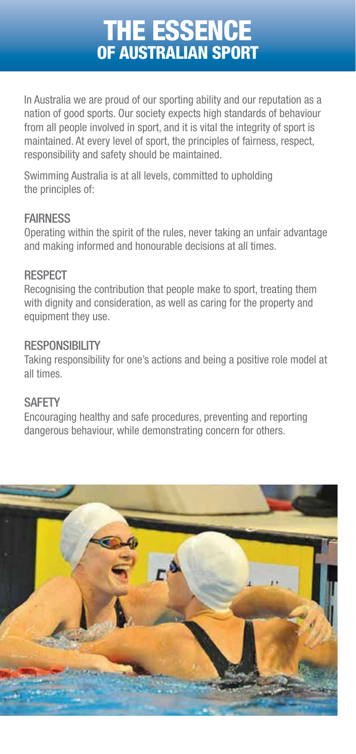# THE ESSENCE OF AUSTRALIAN SPORT

In Australia we are proud of our sporting ability and our reputation as a nation of good sports. Our society expects high standards of behaviour from all people involved in sport, and it is vital the integrity of sport is maintained. At every level of sport, the principles of fairness, respect, responsibility and safety should be maintained.

Swimming Australia is at all levels, committed to upholding the principles of:

## FAIRNESS

Operating within the spirit of the rules, never taking an unfair advantage and making informed and honourable decisions at all times.

## RESPECT

Recognising the contribution that people make to sport, treating them with dignity and consideration, as well as caring for the property and equipment they use.

## RESPONSIBILITY

Taking responsibility for one's actions and being a positive role model at all times.

## SAFETY

Encouraging healthy and safe procedures, preventing and reporting dangerous behaviour, while demonstrating concern for others.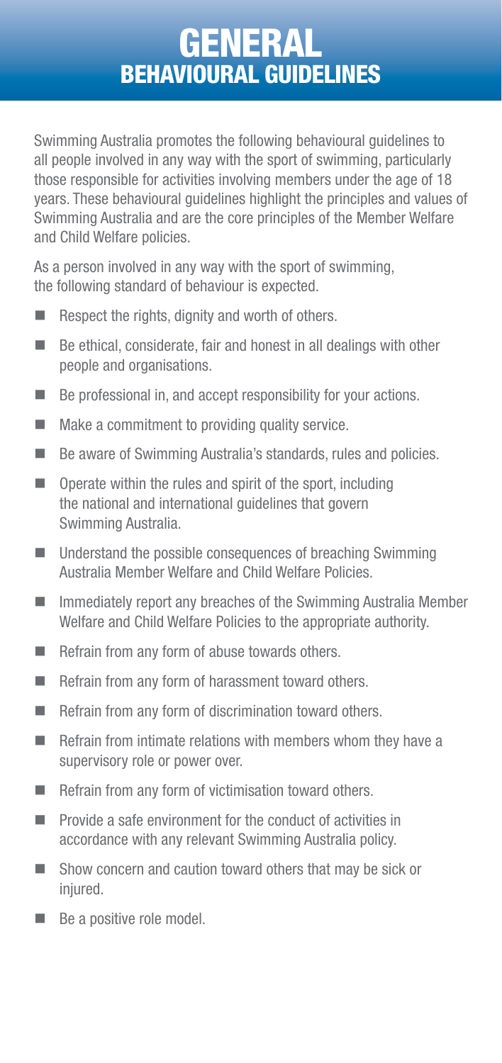# GENERAL
## BEHAVIOURAL GUIDELINES

Swimming Australia promotes the following behavioural guidelines to all people involved in any way with the sport of swimming, particularly those responsible for activities involving members under the age of 18 years. These behavioural guidelines highlight the principles and values of Swimming Australia and are the core principles of the Member Welfare and Child Welfare policies.

As a person involved in any way with the sport of swimming, the following standard of behaviour is expected.

- Respect the rights, dignity and worth of others.
- Be ethical, considerate, fair and honest in all dealings with other people and organisations.
- Be professional in, and accept responsibility for your actions.
- Make a commitment to providing quality service.
- Be aware of Swimming Australia's standards, rules and policies.
- Operate within the rules and spirit of the sport, including the national and international guidelines that govern Swimming Australia.
- Understand the possible consequences of breaching Swimming Australia Member Welfare and Child Welfare Policies.
- Immediately report any breaches of the Swimming Australia Member Welfare and Child Welfare Policies to the appropriate authority.
- Refrain from any form of abuse towards others.
- Refrain from any form of harassment toward others.
- Refrain from any form of discrimination toward others.
- Refrain from intimate relations with members whom they have a supervisory role or power over.
- Refrain from any form of victimisation toward others.
- Provide a safe environment for the conduct of activities in accordance with any relevant Swimming Australia policy.
- Show concern and caution toward others that may be sick or injured.
- Be a positive role model.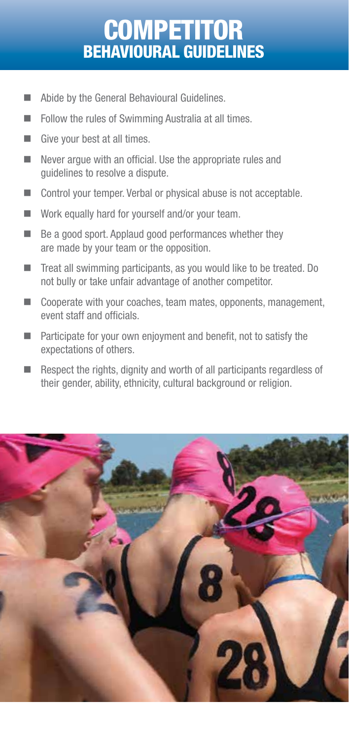# COMPETITOR
## BEHAVIOURAL GUIDELINES

- Abide by the General Behavioural Guidelines.
- Follow the rules of Swimming Australia at all times.
- Give your best at all times.
- Never argue with an official. Use the appropriate rules and guidelines to resolve a dispute.
- Control your temper. Verbal or physical abuse is not acceptable.
- Work equally hard for yourself and/or your team.
- Be a good sport. Applaud good performances whether they are made by your team or the opposition.
- Treat all swimming participants, as you would like to be treated. Do not bully or take unfair advantage of another competitor.
- Cooperate with your coaches, team mates, opponents, management, event staff and officials.
- Participate for your own enjoyment and benefit, not to satisfy the expectations of others.
- Respect the rights, dignity and worth of all participants regardless of their gender, ability, ethnicity, cultural background or religion.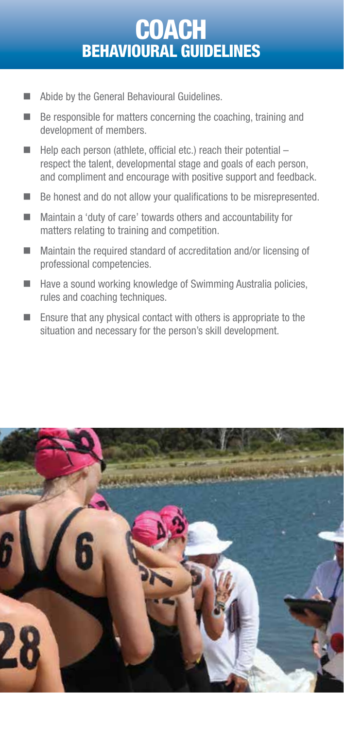# COACH
## BEHAVIOURAL GUIDELINES

- Abide by the General Behavioural Guidelines.
- Be responsible for matters concerning the coaching, training and development of members.
- Help each person (athlete, official etc.) reach their potential – respect the talent, developmental stage and goals of each person, and compliment and encourage with positive support and feedback.
- Be honest and do not allow your qualifications to be misrepresented.
- Maintain a 'duty of care' towards others and accountability for matters relating to training and competition.
- Maintain the required standard of accreditation and/or licensing of professional competencies.
- Have a sound working knowledge of Swimming Australia policies, rules and coaching techniques.
- Ensure that any physical contact with others is appropriate to the situation and necessary for the person's skill development.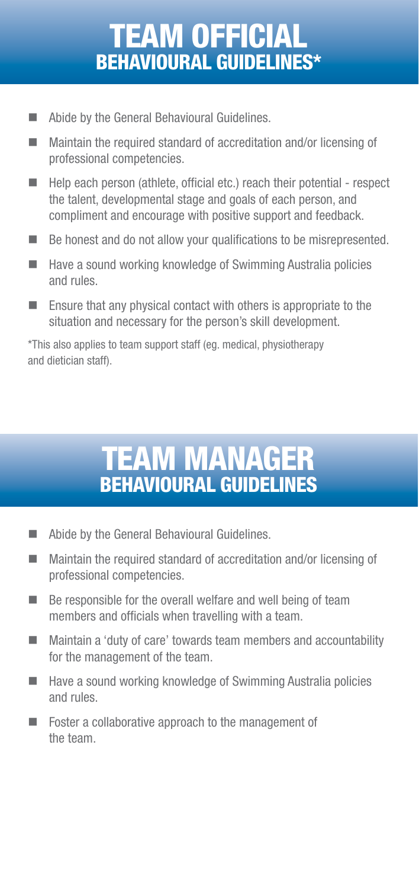# TEAM OFFICIAL
## BEHAVIOURAL GUIDELINES*

- Abide by the General Behavioural Guidelines.
- Maintain the required standard of accreditation and/or licensing of professional competencies.
- Help each person (athlete, official etc.) reach their potential - respect the talent, developmental stage and goals of each person, and compliment and encourage with positive support and feedback.
- Be honest and do not allow your qualifications to be misrepresented.
- Have a sound working knowledge of Swimming Australia policies and rules.
- Ensure that any physical contact with others is appropriate to the situation and necessary for the person's skill development.

*This also applies to team support staff (eg. medical, physiotherapy and dietician staff).

# TEAM MANAGER
## BEHAVIOURAL GUIDELINES

- Abide by the General Behavioural Guidelines.
- Maintain the required standard of accreditation and/or licensing of professional competencies.
- Be responsible for the overall welfare and well being of team members and officials when travelling with a team.
- Maintain a 'duty of care' towards team members and accountability for the management of the team.
- Have a sound working knowledge of Swimming Australia policies and rules.
- Foster a collaborative approach to the management of the team.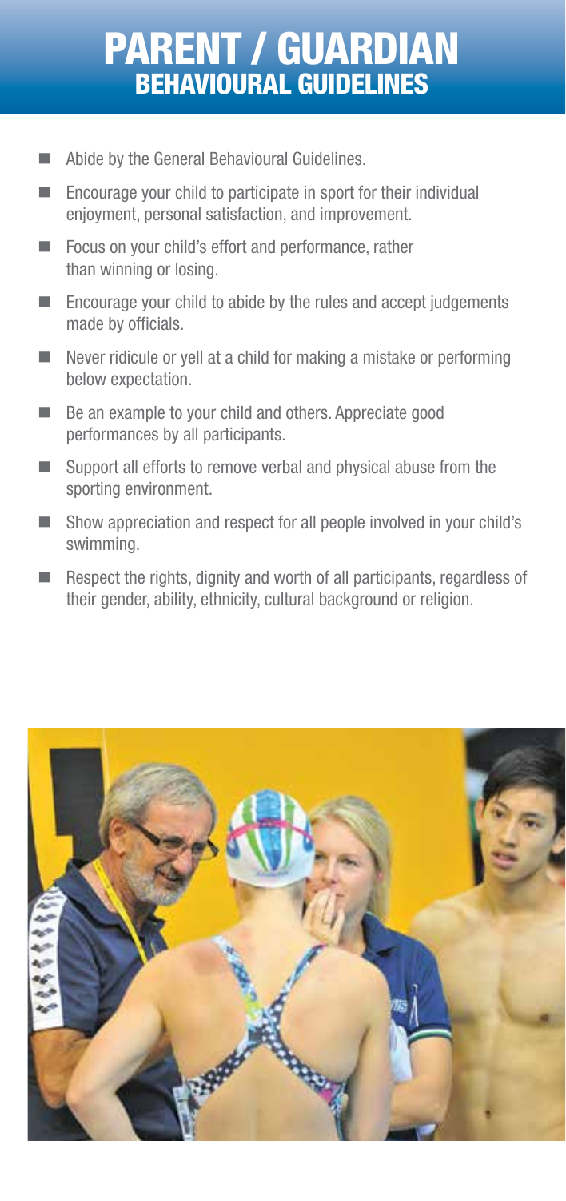# PARENT / GUARDIAN
## BEHAVIOURAL GUIDELINES

- Abide by the General Behavioural Guidelines.
- Encourage your child to participate in sport for their individual enjoyment, personal satisfaction, and improvement.
- Focus on your child's effort and performance, rather than winning or losing.
- Encourage your child to abide by the rules and accept judgements made by officials.
- Never ridicule or yell at a child for making a mistake or performing below expectation.
- Be an example to your child and others. Appreciate good performances by all participants.
- Support all efforts to remove verbal and physical abuse from the sporting environment.
- Show appreciation and respect for all people involved in your child's swimming.
- Respect the rights, dignity and worth of all participants, regardless of their gender, ability, ethnicity, cultural background or religion.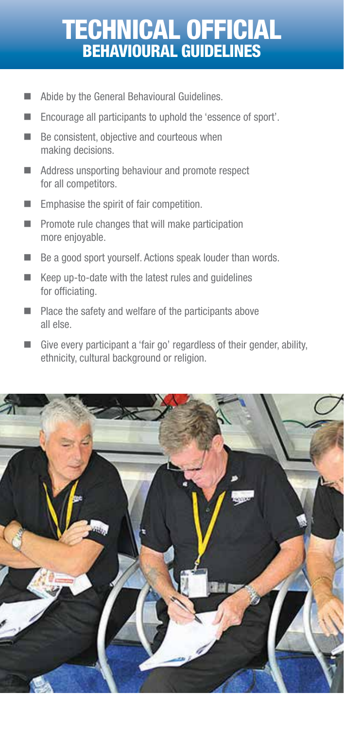# TECHNICAL OFFICIAL
## BEHAVIOURAL GUIDELINES

- Abide by the General Behavioural Guidelines.
- Encourage all participants to uphold the 'essence of sport'.
- Be consistent, objective and courteous when making decisions.
- Address unsporting behaviour and promote respect for all competitors.
- Emphasise the spirit of fair competition.
- Promote rule changes that will make participation more enjoyable.
- Be a good sport yourself. Actions speak louder than words.
- Keep up-to-date with the latest rules and guidelines for officiating.
- Place the safety and welfare of the participants above all else.
- Give every participant a 'fair go' regardless of their gender, ability, ethnicity, cultural background or religion.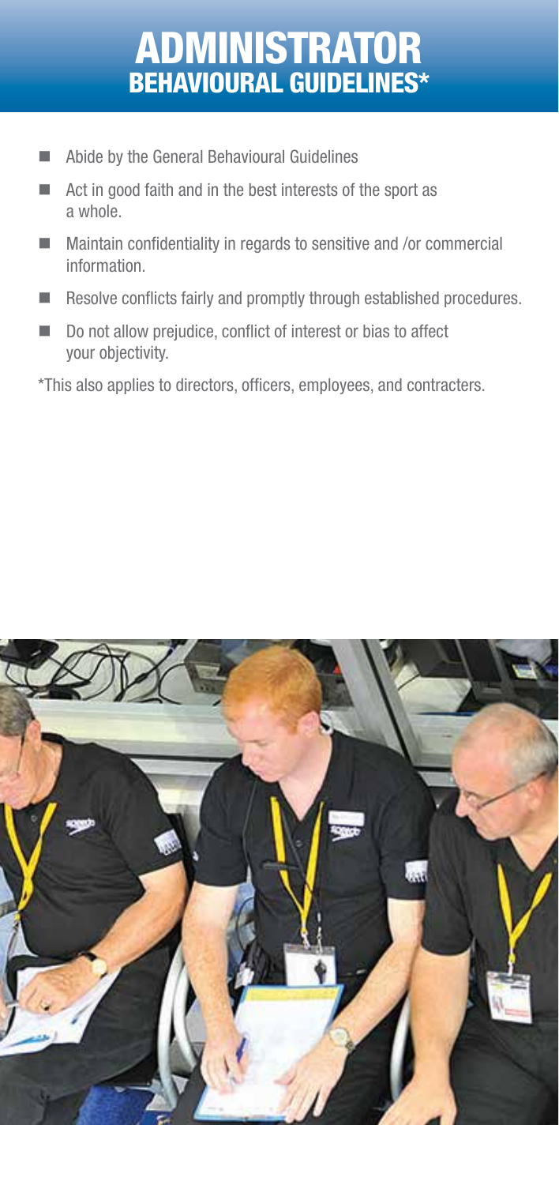# ADMINISTRATOR
## BEHAVIOURAL GUIDELINES*

- Abide by the General Behavioural Guidelines
- Act in good faith and in the best interests of the sport as a whole.
- Maintain confidentiality in regards to sensitive and /or commercial information.
- Resolve conflicts fairly and promptly through established procedures.
- Do not allow prejudice, conflict of interest or bias to affect your objectivity.

*This also applies to directors, officers, employees, and contracters.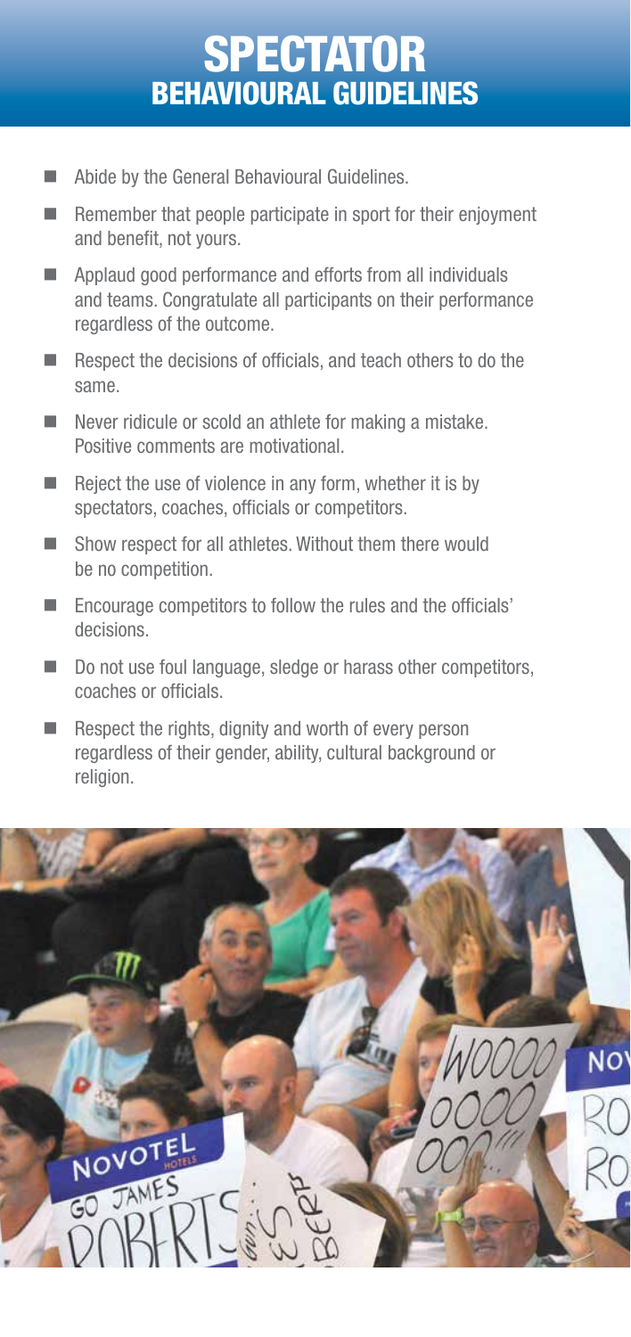# SPECTATOR BEHAVIOURAL GUIDELINES

- Abide by the General Behavioural Guidelines.
- Remember that people participate in sport for their enjoyment and benefit, not yours.
- Applaud good performance and efforts from all individuals and teams. Congratulate all participants on their performance regardless of the outcome.
- Respect the decisions of officials, and teach others to do the same.
- Never ridicule or scold an athlete for making a mistake. Positive comments are motivational.
- Reject the use of violence in any form, whether it is by spectators, coaches, officials or competitors.
- Show respect for all athletes. Without them there would be no competition.
- Encourage competitors to follow the rules and the officials' decisions.
- Do not use foul language, sledge or harass other competitors, coaches or officials.
- Respect the rights, dignity and worth of every person regardless of their gender, ability, cultural background or religion.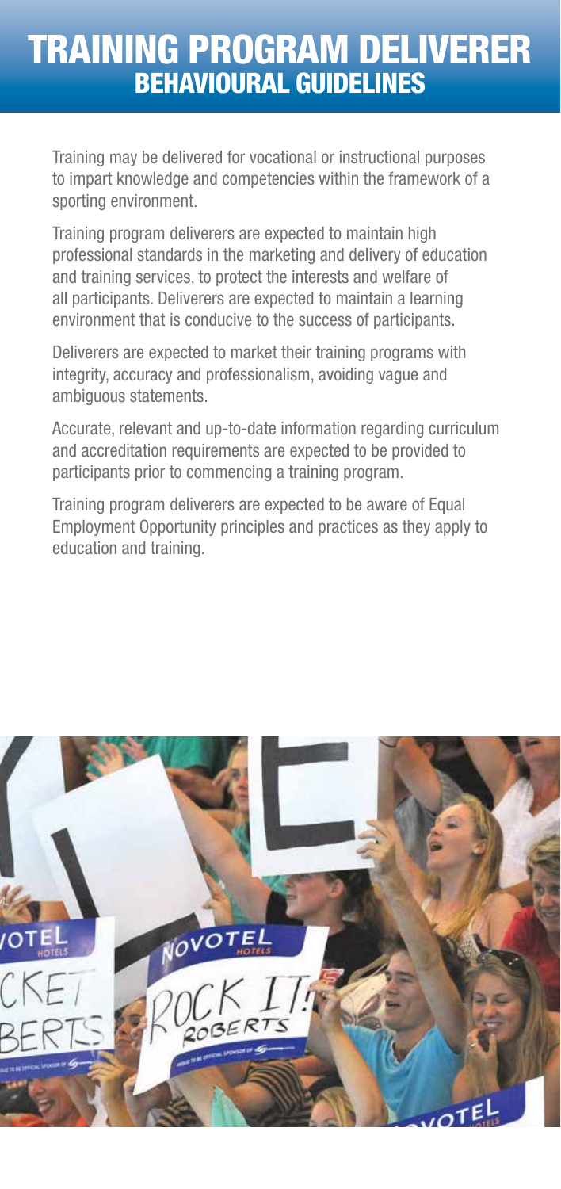# TRAINING PROGRAM DELIVERER

## BEHAVIOURAL GUIDELINES

Training may be delivered for vocational or instructional purposes to impart knowledge and competencies within the framework of a sporting environment.

Training program deliverers are expected to maintain high professional standards in the marketing and delivery of education and training services, to protect the interests and welfare of all participants. Deliverers are expected to maintain a learning environment that is conducive to the success of participants.

Deliverers are expected to market their training programs with integrity, accuracy and professionalism, avoiding vague and ambiguous statements.

Accurate, relevant and up-to-date information regarding curriculum and accreditation requirements are expected to be provided to participants prior to commencing a training program.

Training program deliverers are expected to be aware of Equal Employment Opportunity principles and practices as they apply to education and training.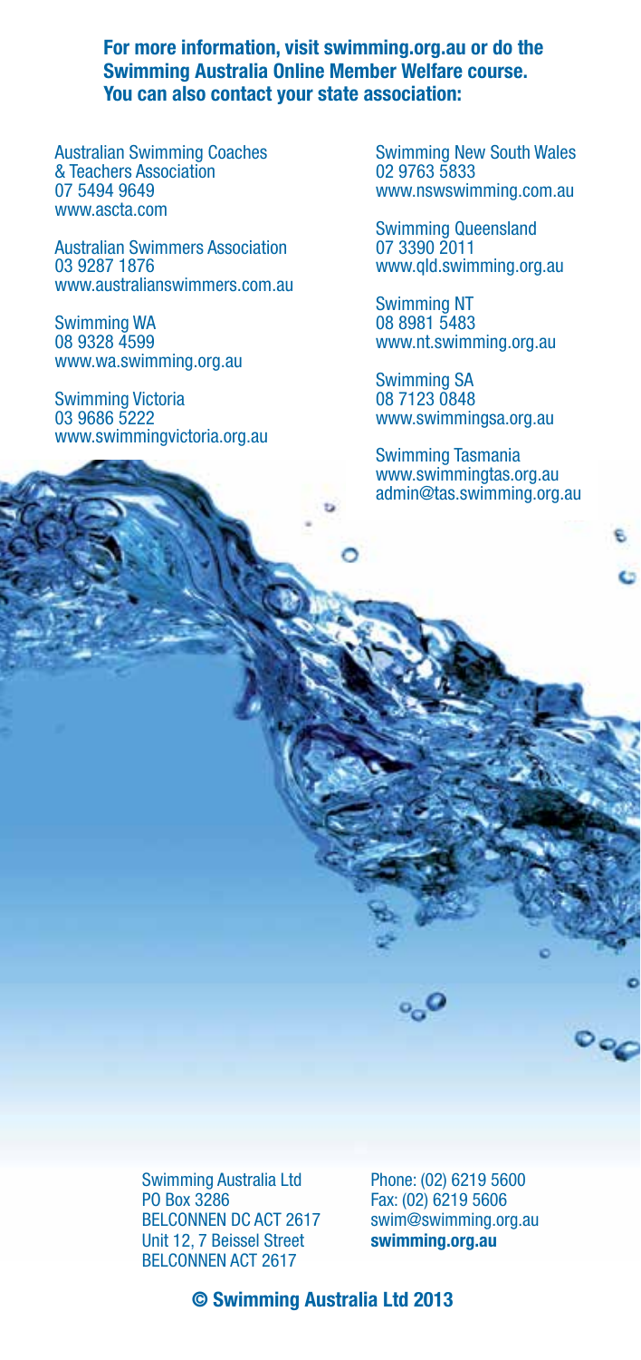**For more information, visit swimming.org.au or do the Swimming Australia Online Member Welfare course. You can also contact your state association:**

Australian Swimming Coaches & Teachers Association
07 5494 9649
www.ascta.com

Australian Swimmers Association
03 9287 1876
www.australianswimmers.com.au

Swimming WA
08 9328 4599
www.wa.swimming.org.au

Swimming Victoria
03 9686 5222
www.swimmingvictoria.org.au

Swimming New South Wales
02 9763 5833
www.nswswimming.com.au

Swimming Queensland
07 3390 2011
www.qld.swimming.org.au

Swimming NT
08 8981 5483
www.nt.swimming.org.au

Swimming SA
08 7123 0848
www.swimmingsa.org.au

Swimming Tasmania
www.swimmingtas.org.au
admin@tas.swimming.org.au

Swimming Australia Ltd
PO Box 3286
BELCONNEN DC ACT 2617
Unit 12, 7 Beissel Street
BELCONNEN ACT 2617

Phone: (02) 6219 5600
Fax: (02) 6219 5606
swim@swimming.org.au
**swimming.org.au**

**© Swimming Australia Ltd 2013**